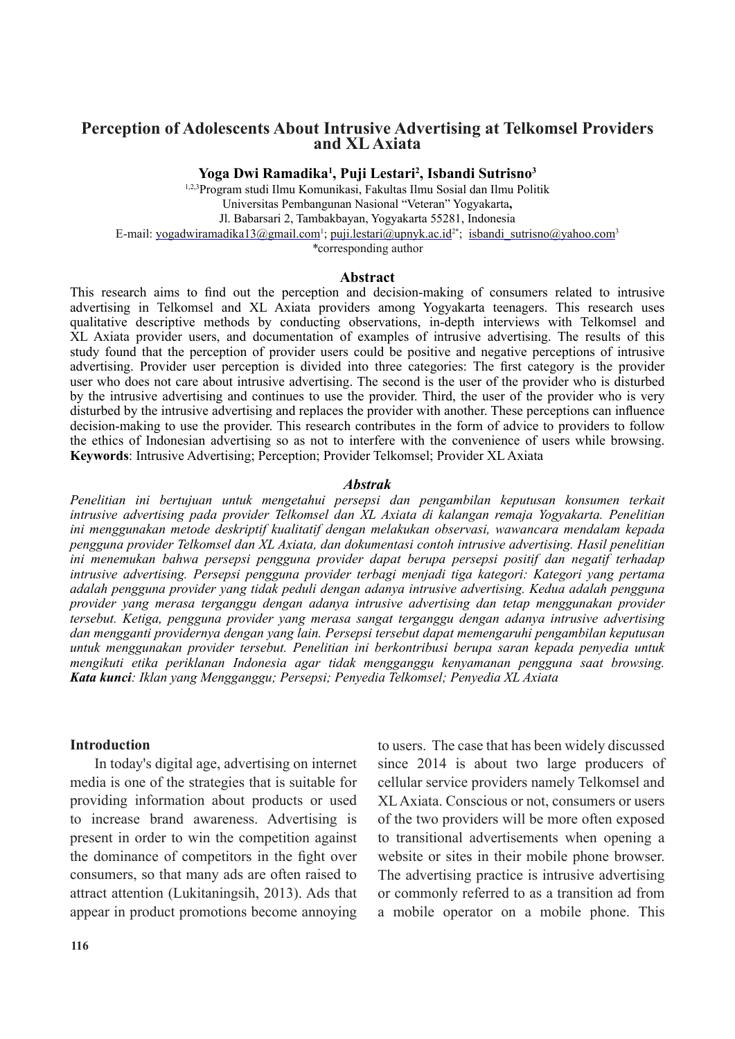# Perception of Adolescents About Intrusive Advertising at Telkomsel Providers and XL Axiata

**Yoga Dwi Ramadika[1], Puji Lestari[2], Isbandi Sutrisno[3]**

[1,2,3]Program studi Ilmu Komunikasi, Fakultas Ilmu Sosial dan Ilmu Politik
Universitas Pembangunan Nasional "Veteran" Yogyakarta,
Jl. Babarsari 2, Tambakbayan, Yogyakarta 55281, Indonesia
E-mail: yogadwiramadika13@gmail.com[1]; puji.lestari@upnyk.ac.id[2*]; isbandi_sutrisno@yahoo.com[3]
*corresponding author

## Abstract

This research aims to find out the perception and decision-making of consumers related to intrusive advertising in Telkomsel and XL Axiata providers among Yogyakarta teenagers. This research uses qualitative descriptive methods by conducting observations, in-depth interviews with Telkomsel and XL Axiata provider users, and documentation of examples of intrusive advertising. The results of this study found that the perception of provider users could be positive and negative perceptions of intrusive advertising. Provider user perception is divided into three categories: The first category is the provider user who does not care about intrusive advertising. The second is the user of the provider who is disturbed by the intrusive advertising and continues to use the provider. Third, the user of the provider who is very disturbed by the intrusive advertising and replaces the provider with another. These perceptions can influence decision-making to use the provider. This research contributes in the form of advice to providers to follow the ethics of Indonesian advertising so as not to interfere with the convenience of users while browsing.

**Keywords**: Intrusive Advertising; Perception; Provider Telkomsel; Provider XL Axiata

## *Abstrak*

*Penelitian ini bertujuan untuk mengetahui persepsi dan pengambilan keputusan konsumen terkait intrusive advertising pada provider Telkomsel dan XL Axiata di kalangan remaja Yogyakarta. Penelitian ini menggunakan metode deskriptif kualitatif dengan melakukan observasi, wawancara mendalam kepada pengguna provider Telkomsel dan XL Axiata, dan dokumentasi contoh intrusive advertising. Hasil penelitian ini menemukan bahwa persepsi pengguna provider dapat berupa persepsi positif dan negatif terhadap intrusive advertising. Persepsi pengguna provider terbagi menjadi tiga kategori: Kategori yang pertama adalah pengguna provider yang tidak peduli dengan adanya intrusive advertising. Kedua adalah pengguna provider yang merasa terganggu dengan adanya intrusive advertising dan tetap menggunakan provider tersebut. Ketiga, pengguna provider yang merasa sangat terganggu dengan adanya intrusive advertising dan mengganti providernya dengan yang lain. Persepsi tersebut dapat memengaruhi pengambilan keputusan untuk menggunakan provider tersebut. Penelitian ini berkontribusi berupa saran kepada penyedia untuk mengikuti etika periklanan Indonesia agar tidak mengganggu kenyamanan pengguna saat browsing.*

***Kata kunci**: Iklan yang Mengganggu; Persepsi; Penyedia Telkomsel; Penyedia XL Axiata*

## Introduction

In today's digital age, advertising on internet media is one of the strategies that is suitable for providing information about products or used to increase brand awareness. Advertising is present in order to win the competition against the dominance of competitors in the fight over consumers, so that many ads are often raised to attract attention (Lukitaningsih, 2013). Ads that appear in product promotions become annoying to users. The case that has been widely discussed since 2014 is about two large producers of cellular service providers namely Telkomsel and XL Axiata. Conscious or not, consumers or users of the two providers will be more often exposed to transitional advertisements when opening a website or sites in their mobile phone browser. The advertising practice is intrusive advertising or commonly referred to as a transition ad from a mobile operator on a mobile phone. This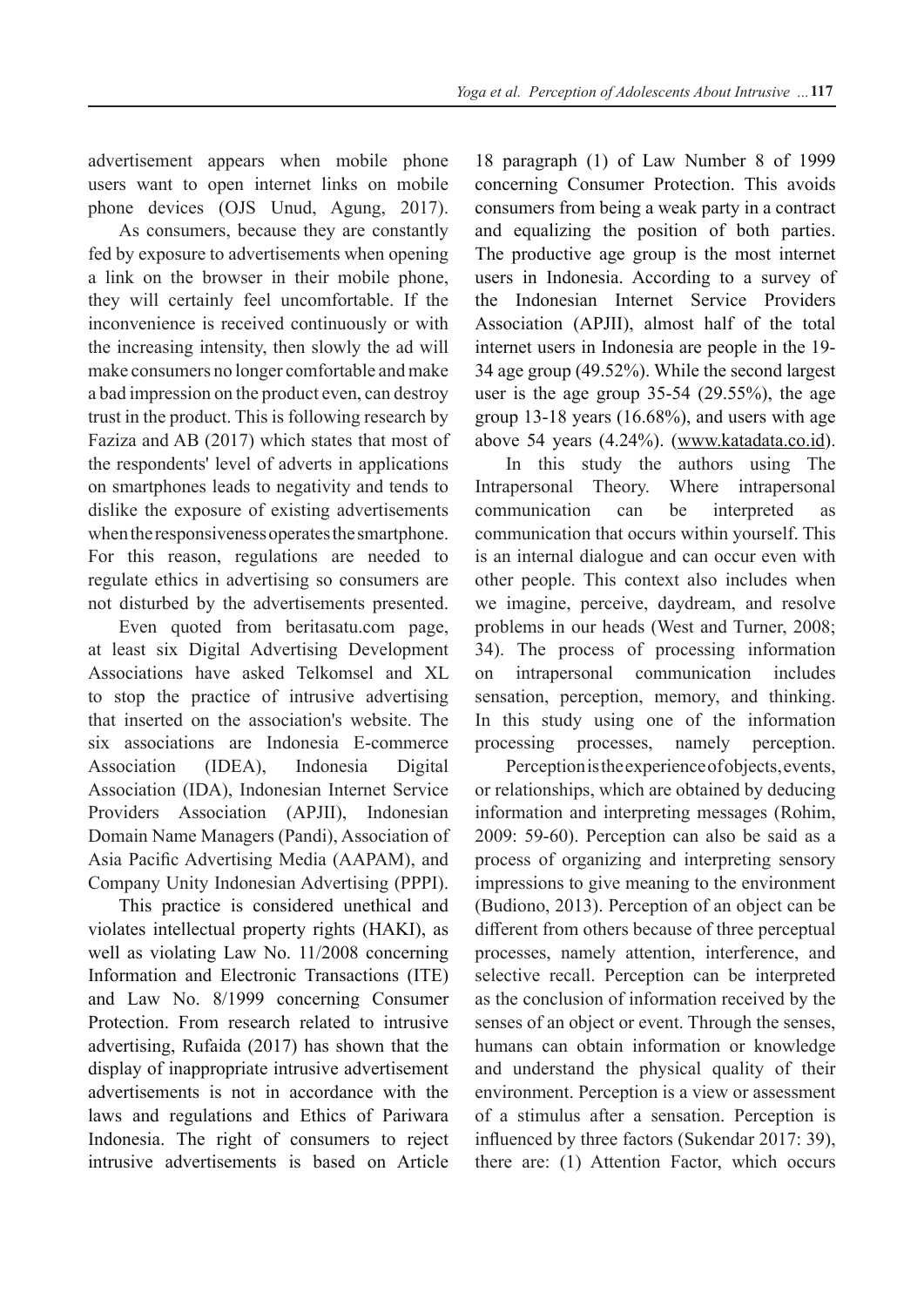advertisement appears when mobile phone users want to open internet links on mobile phone devices (OJS Unud, Agung, 2017).

As consumers, because they are constantly fed by exposure to advertisements when opening a link on the browser in their mobile phone, they will certainly feel uncomfortable. If the inconvenience is received continuously or with the increasing intensity, then slowly the ad will make consumers no longer comfortable and make a bad impression on the product even, can destroy trust in the product. This is following research by Faziza and AB (2017) which states that most of the respondents' level of adverts in applications on smartphones leads to negativity and tends to dislike the exposure of existing advertisements when the responsiveness operates the smartphone. For this reason, regulations are needed to regulate ethics in advertising so consumers are not disturbed by the advertisements presented.

Even quoted from beritasatu.com page, at least six Digital Advertising Development Associations have asked Telkomsel and XL to stop the practice of intrusive advertising that inserted on the association's website. The six associations are Indonesia E-commerce Association (IDEA), Indonesia Digital Association (IDA), Indonesian Internet Service Providers Association (APJII), Indonesian Domain Name Managers (Pandi), Association of Asia Pacific Advertising Media (AAPAM), and Company Unity Indonesian Advertising (PPPI).

This practice is considered unethical and violates intellectual property rights (HAKI), as well as violating Law No. 11/2008 concerning Information and Electronic Transactions (ITE) and Law No. 8/1999 concerning Consumer Protection. From research related to intrusive advertising, Rufaida (2017) has shown that the display of inappropriate intrusive advertisement advertisements is not in accordance with the laws and regulations and Ethics of Pariwara Indonesia. The right of consumers to reject intrusive advertisements is based on Article 18 paragraph (1) of Law Number 8 of 1999 concerning Consumer Protection. This avoids consumers from being a weak party in a contract and equalizing the position of both parties. The productive age group is the most internet users in Indonesia. According to a survey of the Indonesian Internet Service Providers Association (APJII), almost half of the total internet users in Indonesia are people in the 19-34 age group (49.52%). While the second largest user is the age group 35-54 (29.55%), the age group 13-18 years (16.68%), and users with age above 54 years (4.24%). (www.katadata.co.id).

In this study the authors using The Intrapersonal Theory. Where intrapersonal communication can be interpreted as communication that occurs within yourself. This is an internal dialogue and can occur even with other people. This context also includes when we imagine, perceive, daydream, and resolve problems in our heads (West and Turner, 2008; 34). The process of processing information on intrapersonal communication includes sensation, perception, memory, and thinking. In this study using one of the information processing processes, namely perception.

Perception is the experience of objects, events, or relationships, which are obtained by deducing information and interpreting messages (Rohim, 2009: 59-60). Perception can also be said as a process of organizing and interpreting sensory impressions to give meaning to the environment (Budiono, 2013). Perception of an object can be different from others because of three perceptual processes, namely attention, interference, and selective recall. Perception can be interpreted as the conclusion of information received by the senses of an object or event. Through the senses, humans can obtain information or knowledge and understand the physical quality of their environment. Perception is a view or assessment of a stimulus after a sensation. Perception is influenced by three factors (Sukendar 2017: 39), there are: (1) Attention Factor, which occurs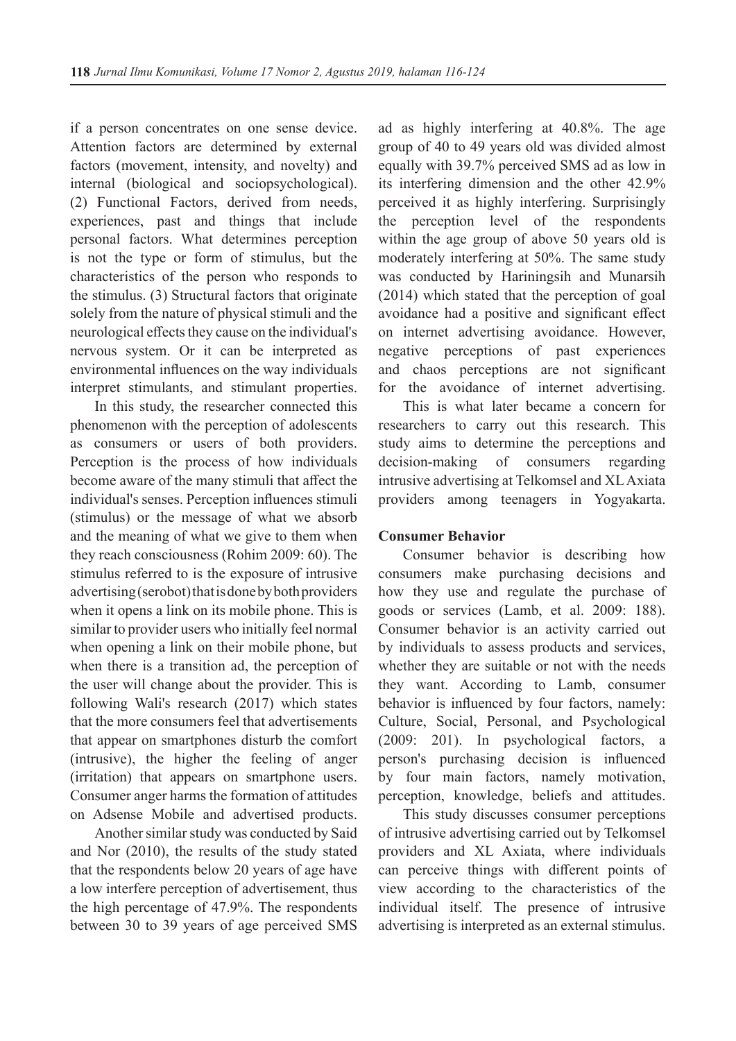if a person concentrates on one sense device. Attention factors are determined by external factors (movement, intensity, and novelty) and internal (biological and sociopsychological). (2) Functional Factors, derived from needs, experiences, past and things that include personal factors. What determines perception is not the type or form of stimulus, but the characteristics of the person who responds to the stimulus. (3) Structural factors that originate solely from the nature of physical stimuli and the neurological effects they cause on the individual's nervous system. Or it can be interpreted as environmental influences on the way individuals interpret stimulants, and stimulant properties.

In this study, the researcher connected this phenomenon with the perception of adolescents as consumers or users of both providers. Perception is the process of how individuals become aware of the many stimuli that affect the individual's senses. Perception influences stimuli (stimulus) or the message of what we absorb and the meaning of what we give to them when they reach consciousness (Rohim 2009: 60). The stimulus referred to is the exposure of intrusive advertising (serobot) that is done by both providers when it opens a link on its mobile phone. This is similar to provider users who initially feel normal when opening a link on their mobile phone, but when there is a transition ad, the perception of the user will change about the provider. This is following Wali's research (2017) which states that the more consumers feel that advertisements that appear on smartphones disturb the comfort (intrusive), the higher the feeling of anger (irritation) that appears on smartphone users. Consumer anger harms the formation of attitudes on Adsense Mobile and advertised products.

Another similar study was conducted by Said and Nor (2010), the results of the study stated that the respondents below 20 years of age have a low interfere perception of advertisement, thus the high percentage of 47.9%. The respondents between 30 to 39 years of age perceived SMS ad as highly interfering at 40.8%. The age group of 40 to 49 years old was divided almost equally with 39.7% perceived SMS ad as low in its interfering dimension and the other 42.9% perceived it as highly interfering. Surprisingly the perception level of the respondents within the age group of above 50 years old is moderately interfering at 50%. The same study was conducted by Hariningsih and Munarsih (2014) which stated that the perception of goal avoidance had a positive and significant effect on internet advertising avoidance. However, negative perceptions of past experiences and chaos perceptions are not significant for the avoidance of internet advertising.

This is what later became a concern for researchers to carry out this research. This study aims to determine the perceptions and decision-making of consumers regarding intrusive advertising at Telkomsel and XL Axiata providers among teenagers in Yogyakarta.

**Consumer Behavior**

Consumer behavior is describing how consumers make purchasing decisions and how they use and regulate the purchase of goods or services (Lamb, et al. 2009: 188). Consumer behavior is an activity carried out by individuals to assess products and services, whether they are suitable or not with the needs they want. According to Lamb, consumer behavior is influenced by four factors, namely: Culture, Social, Personal, and Psychological (2009: 201). In psychological factors, a person's purchasing decision is influenced by four main factors, namely motivation, perception, knowledge, beliefs and attitudes.

This study discusses consumer perceptions of intrusive advertising carried out by Telkomsel providers and XL Axiata, where individuals can perceive things with different points of view according to the characteristics of the individual itself. The presence of intrusive advertising is interpreted as an external stimulus.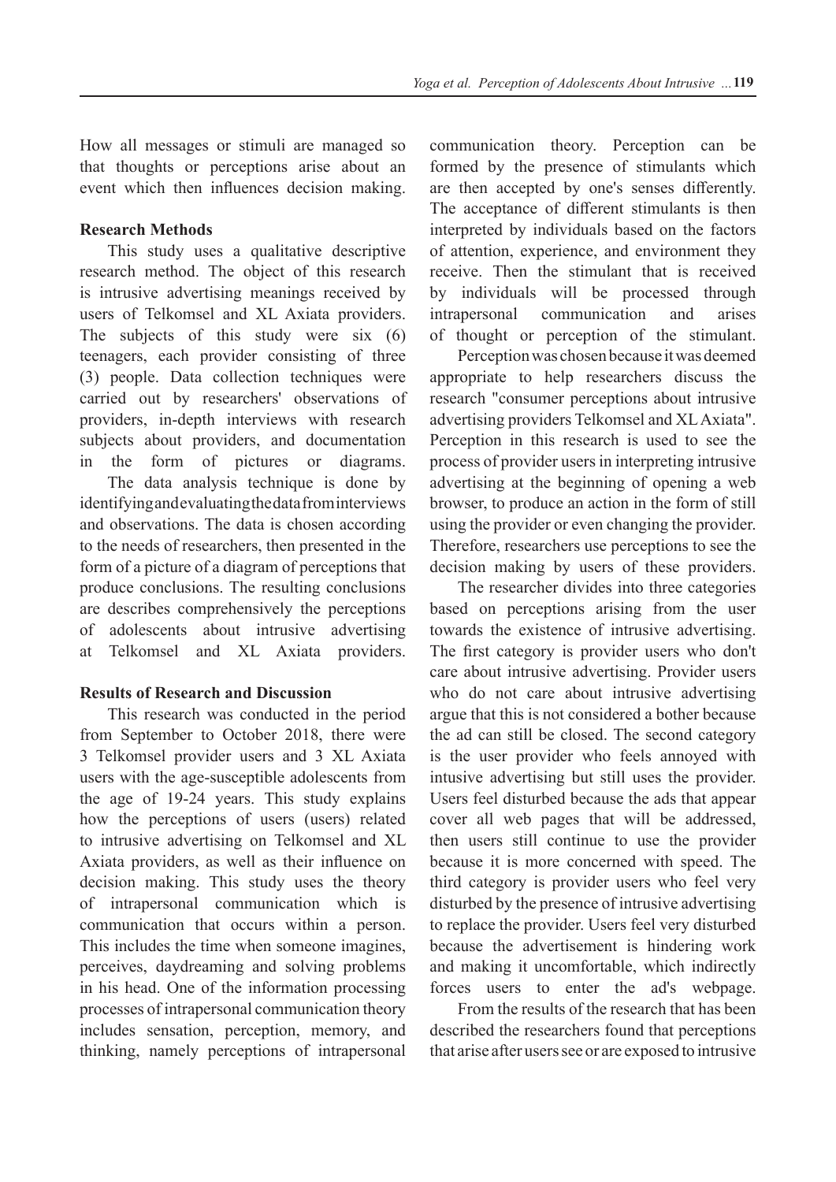How all messages or stimuli are managed so that thoughts or perceptions arise about an event which then influences decision making.

## Research Methods

This study uses a qualitative descriptive research method. The object of this research is intrusive advertising meanings received by users of Telkomsel and XL Axiata providers. The subjects of this study were six (6) teenagers, each provider consisting of three (3) people. Data collection techniques were carried out by researchers' observations of providers, in-depth interviews with research subjects about providers, and documentation in the form of pictures or diagrams.

The data analysis technique is done by identifying and evaluating the data from interviews and observations. The data is chosen according to the needs of researchers, then presented in the form of a picture of a diagram of perceptions that produce conclusions. The resulting conclusions are describes comprehensively the perceptions of adolescents about intrusive advertising at Telkomsel and XL Axiata providers.

## Results of Research and Discussion

This research was conducted in the period from September to October 2018, there were 3 Telkomsel provider users and 3 XL Axiata users with the age-susceptible adolescents from the age of 19-24 years. This study explains how the perceptions of users (users) related to intrusive advertising on Telkomsel and XL Axiata providers, as well as their influence on decision making. This study uses the theory of intrapersonal communication which is communication that occurs within a person. This includes the time when someone imagines, perceives, daydreaming and solving problems in his head. One of the information processing processes of intrapersonal communication theory includes sensation, perception, memory, and thinking, namely perceptions of intrapersonal communication theory. Perception can be formed by the presence of stimulants which are then accepted by one's senses differently. The acceptance of different stimulants is then interpreted by individuals based on the factors of attention, experience, and environment they receive. Then the stimulant that is received by individuals will be processed through intrapersonal communication and arises of thought or perception of the stimulant.

Perception was chosen because it was deemed appropriate to help researchers discuss the research "consumer perceptions about intrusive advertising providers Telkomsel and XL Axiata". Perception in this research is used to see the process of provider users in interpreting intrusive advertising at the beginning of opening a web browser, to produce an action in the form of still using the provider or even changing the provider. Therefore, researchers use perceptions to see the decision making by users of these providers.

The researcher divides into three categories based on perceptions arising from the user towards the existence of intrusive advertising. The first category is provider users who don't care about intrusive advertising. Provider users who do not care about intrusive advertising argue that this is not considered a bother because the ad can still be closed. The second category is the user provider who feels annoyed with intusive advertising but still uses the provider. Users feel disturbed because the ads that appear cover all web pages that will be addressed, then users still continue to use the provider because it is more concerned with speed. The third category is provider users who feel very disturbed by the presence of intrusive advertising to replace the provider. Users feel very disturbed because the advertisement is hindering work and making it uncomfortable, which indirectly forces users to enter the ad's webpage.

From the results of the research that has been described the researchers found that perceptions that arise after users see or are exposed to intrusive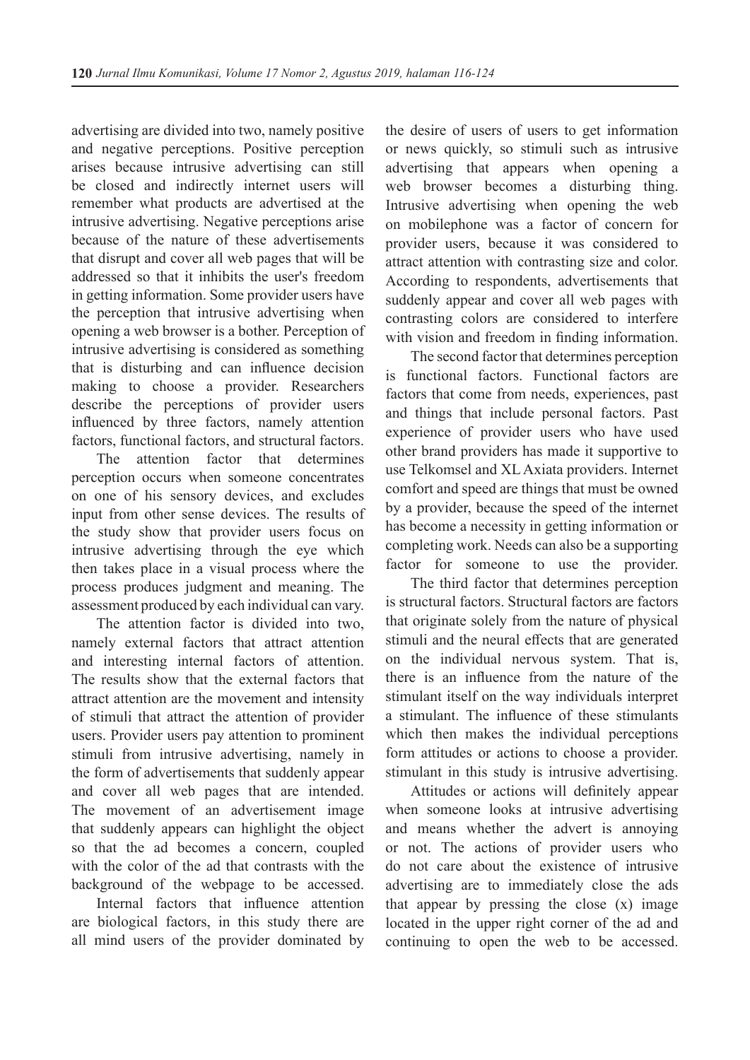advertising are divided into two, namely positive and negative perceptions. Positive perception arises because intrusive advertising can still be closed and indirectly internet users will remember what products are advertised at the intrusive advertising. Negative perceptions arise because of the nature of these advertisements that disrupt and cover all web pages that will be addressed so that it inhibits the user's freedom in getting information. Some provider users have the perception that intrusive advertising when opening a web browser is a bother. Perception of intrusive advertising is considered as something that is disturbing and can influence decision making to choose a provider. Researchers describe the perceptions of provider users influenced by three factors, namely attention factors, functional factors, and structural factors.

The attention factor that determines perception occurs when someone concentrates on one of his sensory devices, and excludes input from other sense devices. The results of the study show that provider users focus on intrusive advertising through the eye which then takes place in a visual process where the process produces judgment and meaning. The assessment produced by each individual can vary.

The attention factor is divided into two, namely external factors that attract attention and interesting internal factors of attention. The results show that the external factors that attract attention are the movement and intensity of stimuli that attract the attention of provider users. Provider users pay attention to prominent stimuli from intrusive advertising, namely in the form of advertisements that suddenly appear and cover all web pages that are intended. The movement of an advertisement image that suddenly appears can highlight the object so that the ad becomes a concern, coupled with the color of the ad that contrasts with the background of the webpage to be accessed.

Internal factors that influence attention are biological factors, in this study there are all mind users of the provider dominated by the desire of users of users to get information or news quickly, so stimuli such as intrusive advertising that appears when opening a web browser becomes a disturbing thing. Intrusive advertising when opening the web on mobilephone was a factor of concern for provider users, because it was considered to attract attention with contrasting size and color. According to respondents, advertisements that suddenly appear and cover all web pages with contrasting colors are considered to interfere with vision and freedom in finding information.

The second factor that determines perception is functional factors. Functional factors are factors that come from needs, experiences, past and things that include personal factors. Past experience of provider users who have used other brand providers has made it supportive to use Telkomsel and XL Axiata providers. Internet comfort and speed are things that must be owned by a provider, because the speed of the internet has become a necessity in getting information or completing work. Needs can also be a supporting factor for someone to use the provider.

The third factor that determines perception is structural factors. Structural factors are factors that originate solely from the nature of physical stimuli and the neural effects that are generated on the individual nervous system. That is, there is an influence from the nature of the stimulant itself on the way individuals interpret a stimulant. The influence of these stimulants which then makes the individual perceptions form attitudes or actions to choose a provider. stimulant in this study is intrusive advertising.

Attitudes or actions will definitely appear when someone looks at intrusive advertising and means whether the advert is annoying or not. The actions of provider users who do not care about the existence of intrusive advertising are to immediately close the ads that appear by pressing the close (x) image located in the upper right corner of the ad and continuing to open the web to be accessed.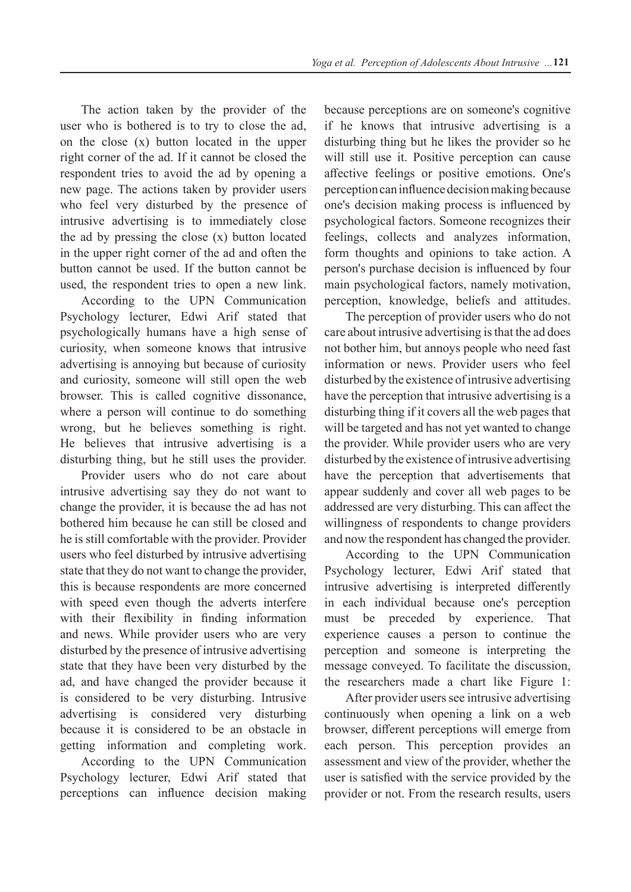The action taken by the provider of the user who is bothered is to try to close the ad, on the close (x) button located in the upper right corner of the ad. If it cannot be closed the respondent tries to avoid the ad by opening a new page. The actions taken by provider users who feel very disturbed by the presence of intrusive advertising is to immediately close the ad by pressing the close (x) button located in the upper right corner of the ad and often the button cannot be used. If the button cannot be used, the respondent tries to open a new link.

According to the UPN Communication Psychology lecturer, Edwi Arif stated that psychologically humans have a high sense of curiosity, when someone knows that intrusive advertising is annoying but because of curiosity and curiosity, someone will still open the web browser. This is called cognitive dissonance, where a person will continue to do something wrong, but he believes something is right. He believes that intrusive advertising is a disturbing thing, but he still uses the provider.

Provider users who do not care about intrusive advertising say they do not want to change the provider, it is because the ad has not bothered him because he can still be closed and he is still comfortable with the provider. Provider users who feel disturbed by intrusive advertising state that they do not want to change the provider, this is because respondents are more concerned with speed even though the adverts interfere with their flexibility in finding information and news. While provider users who are very disturbed by the presence of intrusive advertising state that they have been very disturbed by the ad, and have changed the provider because it is considered to be very disturbing. Intrusive advertising is considered very disturbing because it is considered to be an obstacle in getting information and completing work.

According to the UPN Communication Psychology lecturer, Edwi Arif stated that perceptions can influence decision making because perceptions are on someone's cognitive if he knows that intrusive advertising is a disturbing thing but he likes the provider so he will still use it. Positive perception can cause affective feelings or positive emotions. One's perception can influence decision making because one's decision making process is influenced by psychological factors. Someone recognizes their feelings, collects and analyzes information, form thoughts and opinions to take action. A person's purchase decision is influenced by four main psychological factors, namely motivation, perception, knowledge, beliefs and attitudes.

The perception of provider users who do not care about intrusive advertising is that the ad does not bother him, but annoys people who need fast information or news. Provider users who feel disturbed by the existence of intrusive advertising have the perception that intrusive advertising is a disturbing thing if it covers all the web pages that will be targeted and has not yet wanted to change the provider. While provider users who are very disturbed by the existence of intrusive advertising have the perception that advertisements that appear suddenly and cover all web pages to be addressed are very disturbing. This can affect the willingness of respondents to change providers and now the respondent has changed the provider.

According to the UPN Communication Psychology lecturer, Edwi Arif stated that intrusive advertising is interpreted differently in each individual because one's perception must be preceded by experience. That experience causes a person to continue the perception and someone is interpreting the message conveyed. To facilitate the discussion, the researchers made a chart like Figure 1:

After provider users see intrusive advertising continuously when opening a link on a web browser, different perceptions will emerge from each person. This perception provides an assessment and view of the provider, whether the user is satisfied with the service provided by the provider or not. From the research results, users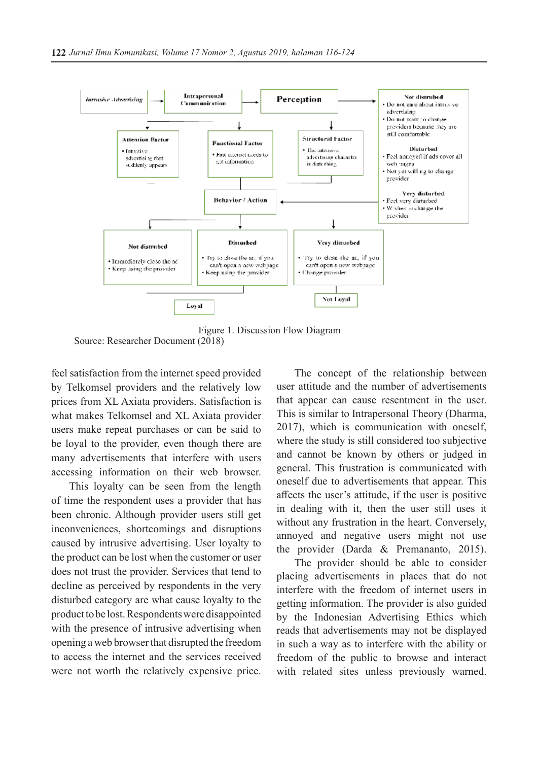Intrusive Advertising

Intrapersonal Communication

Perception

Not distrubed
• Do not care about intrusive advertising
• Do not want to change providers because they are still comfortable

Disturbed
• Feel annoyed if ads cover all web pages
• Not yet willing to change provider

Very disturbed
• Feel very disturbed
• Wishes to change the provider

Attention Factor
• Intrusive advertising that suddenly appears

Functional Factor
• Fast internet needs to get information

Structural Factor
• The intrusive advertising character is disturbing

Behavior / Action

Not distrubed
• Immediately close the ad
• Keep using the provider

Disturbed
• Try to close the ad, if you can't open a new webpage
• Keep using the provider

Very disturbed
• Try to close the ad, if you can't open a new webpage
• Change provider

Loyal

Not Loyal

Figure 1. Discussion Flow Diagram
Source: Researcher Document (2018)

feel satisfaction from the internet speed provided by Telkomsel providers and the relatively low prices from XL Axiata providers. Satisfaction is what makes Telkomsel and XL Axiata provider users make repeat purchases or can be said to be loyal to the provider, even though there are many advertisements that interfere with users accessing information on their web browser.

This loyalty can be seen from the length of time the respondent uses a provider that has been chronic. Although provider users still get inconveniences, shortcomings and disruptions caused by intrusive advertising. User loyalty to the product can be lost when the customer or user does not trust the provider. Services that tend to decline as perceived by respondents in the very disturbed category are what cause loyalty to the product to be lost. Respondents were disappointed with the presence of intrusive advertising when opening a web browser that disrupted the freedom to access the internet and the services received were not worth the relatively expensive price.

The concept of the relationship between user attitude and the number of advertisements that appear can cause resentment in the user. This is similar to Intrapersonal Theory (Dharma, 2017), which is communication with oneself, where the study is still considered too subjective and cannot be known by others or judged in general. This frustration is communicated with oneself due to advertisements that appear. This affects the user's attitude, if the user is positive in dealing with it, then the user still uses it without any frustration in the heart. Conversely, annoyed and negative users might not use the provider (Darda & Premananto, 2015).

The provider should be able to consider placing advertisements in places that do not interfere with the freedom of internet users in getting information. The provider is also guided by the Indonesian Advertising Ethics which reads that advertisements may not be displayed in such a way as to interfere with the ability or freedom of the public to browse and interact with related sites unless previously warned.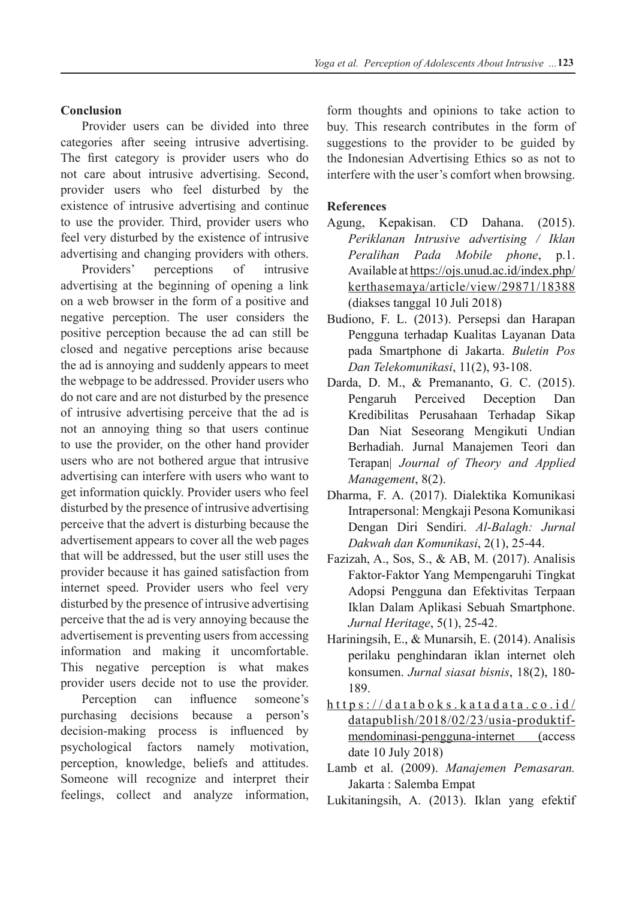## Conclusion

Provider users can be divided into three categories after seeing intrusive advertising. The first category is provider users who do not care about intrusive advertising. Second, provider users who feel disturbed by the existence of intrusive advertising and continue to use the provider. Third, provider users who feel very disturbed by the existence of intrusive advertising and changing providers with others.

Providers' perceptions of intrusive advertising at the beginning of opening a link on a web browser in the form of a positive and negative perception. The user considers the positive perception because the ad can still be closed and negative perceptions arise because the ad is annoying and suddenly appears to meet the webpage to be addressed. Provider users who do not care and are not disturbed by the presence of intrusive advertising perceive that the ad is not an annoying thing so that users continue to use the provider, on the other hand provider users who are not bothered argue that intrusive advertising can interfere with users who want to get information quickly. Provider users who feel disturbed by the presence of intrusive advertising perceive that the advert is disturbing because the advertisement appears to cover all the web pages that will be addressed, but the user still uses the provider because it has gained satisfaction from internet speed. Provider users who feel very disturbed by the presence of intrusive advertising perceive that the ad is very annoying because the advertisement is preventing users from accessing information and making it uncomfortable. This negative perception is what makes provider users decide not to use the provider.

Perception can influence someone's purchasing decisions because a person's decision-making process is influenced by psychological factors namely motivation, perception, knowledge, beliefs and attitudes. Someone will recognize and interpret their feelings, collect and analyze information, form thoughts and opinions to take action to buy. This research contributes in the form of suggestions to the provider to be guided by the Indonesian Advertising Ethics so as not to interfere with the user's comfort when browsing.

## References

Agung, Kepakisan. CD Dahana. (2015). *Periklanan Intrusive advertising / Iklan Peralihan Pada Mobile phone*, p.1. Available at https://ojs.unud.ac.id/index.php/kerthasemaya/article/view/29871/18388 (diakses tanggal 10 Juli 2018)

Budiono, F. L. (2013). Persepsi dan Harapan Pengguna terhadap Kualitas Layanan Data pada Smartphone di Jakarta. *Buletin Pos Dan Telekomunikasi*, 11(2), 93-108.

Darda, D. M., & Premananto, G. C. (2015). Pengaruh Perceived Deception Dan Kredibilitas Perusahaan Terhadap Sikap Dan Niat Seseorang Mengikuti Undian Berhadiah. Jurnal Manajemen Teori dan Terapan| *Journal of Theory and Applied Management*, 8(2).

Dharma, F. A. (2017). Dialektika Komunikasi Intrapersonal: Mengkaji Pesona Komunikasi Dengan Diri Sendiri. *Al-Balagh: Jurnal Dakwah dan Komunikasi*, 2(1), 25-44.

Fazizah, A., Sos, S., & AB, M. (2017). Analisis Faktor-Faktor Yang Mempengaruhi Tingkat Adopsi Pengguna dan Efektivitas Terpaan Iklan Dalam Aplikasi Sebuah Smartphone. *Jurnal Heritage*, 5(1), 25-42.

Hariningsih, E., & Munarsih, E. (2014). Analisis perilaku penghindaran iklan internet oleh konsumen. *Jurnal siasat bisnis*, 18(2), 180-189.

https://databoks.katadata.co.id/datapublish/2018/02/23/usia-produktif-mendominasi-pengguna-internet (access date 10 July 2018)

Lamb et al. (2009). *Manajemen Pemasaran.* Jakarta : Salemba Empat

Lukitaningsih, A. (2013). Iklan yang efektif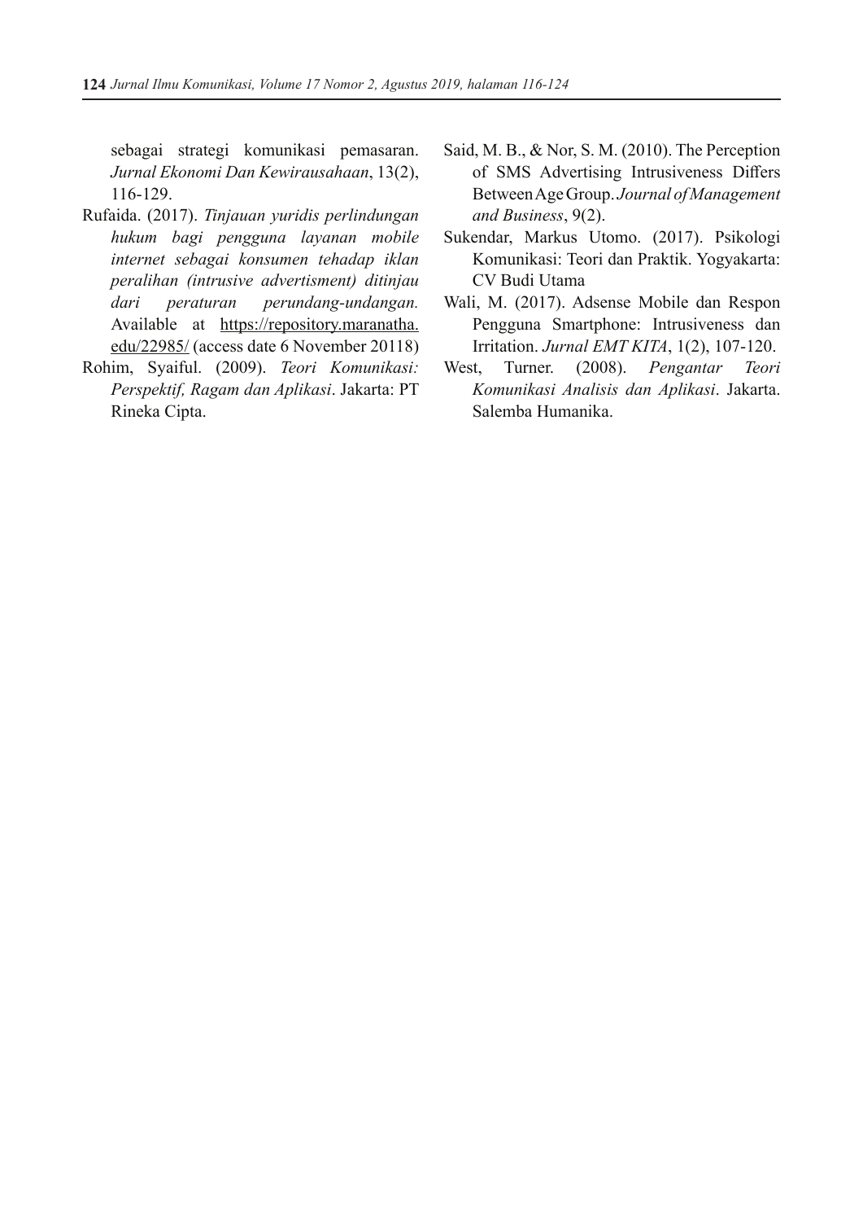sebagai strategi komunikasi pemasaran. *Jurnal Ekonomi Dan Kewirausahaan*, 13(2), 116-129.

Rufaida. (2017). *Tinjauan yuridis perlindungan hukum bagi pengguna layanan mobile internet sebagai konsumen tehadap iklan peralihan (intrusive advertisment) ditinjau dari peraturan perundang-undangan.* Available at https://repository.maranatha.edu/22985/ (access date 6 November 20118)

Rohim, Syaiful. (2009). *Teori Komunikasi: Perspektif, Ragam dan Aplikasi*. Jakarta: PT Rineka Cipta.

Said, M. B., & Nor, S. M. (2010). The Perception of SMS Advertising Intrusiveness Differs Between Age Group. *Journal of Management and Business*, 9(2).

Sukendar, Markus Utomo. (2017). Psikologi Komunikasi: Teori dan Praktik. Yogyakarta: CV Budi Utama

Wali, M. (2017). Adsense Mobile dan Respon Pengguna Smartphone: Intrusiveness dan Irritation. *Jurnal EMT KITA*, 1(2), 107-120.

West, Turner. (2008). *Pengantar Teori Komunikasi Analisis dan Aplikasi*. Jakarta. Salemba Humanika.